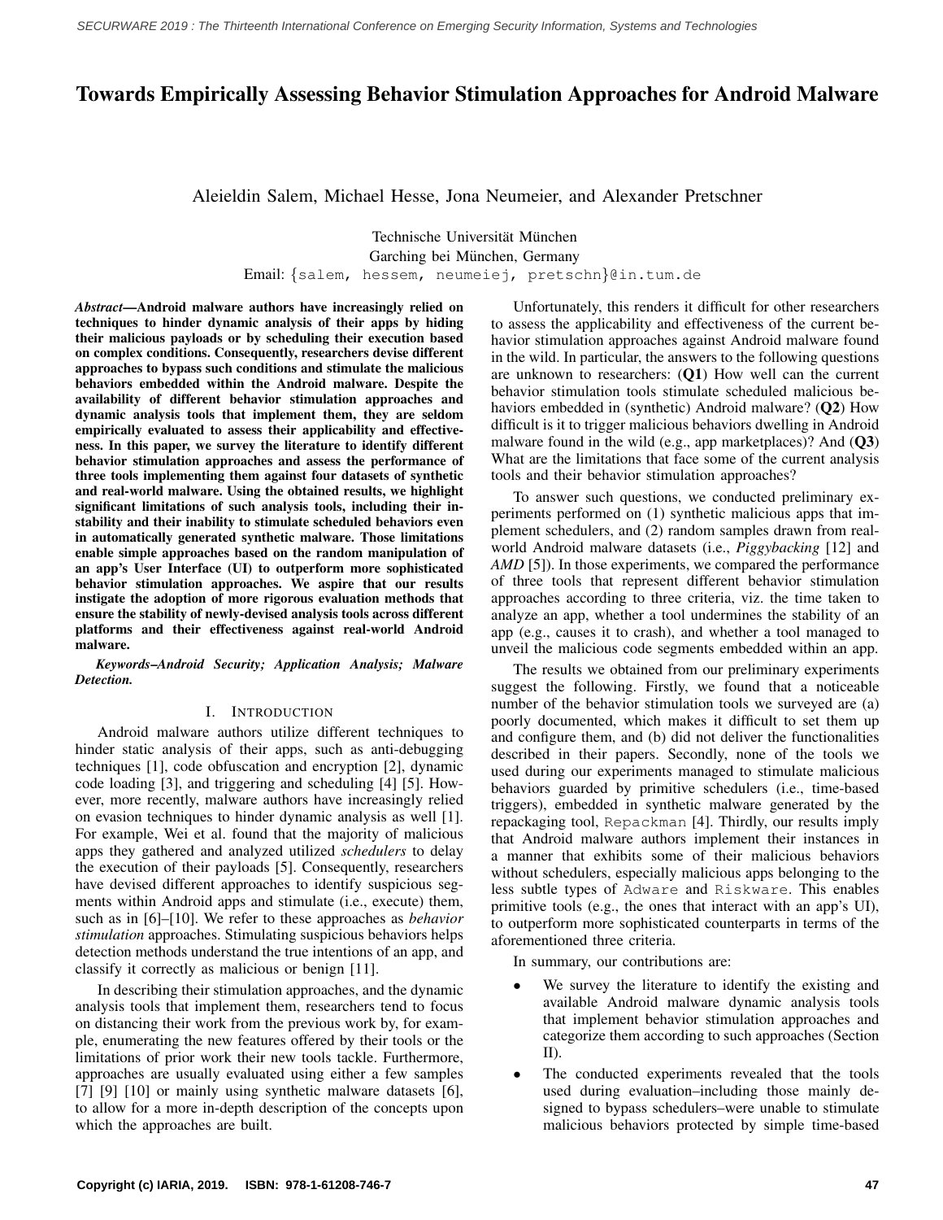# Towards Empirically Assessing Behavior Stimulation Approaches for Android Malware

Aleieldin Salem, Michael Hesse, Jona Neumeier, and Alexander Pretschner

Technische Universität München
Garching bei München, Germany
Email: {salem, hessem, neumeiej, pretschn}@in.tum.de

***Abstract*—Android malware authors have increasingly relied on techniques to hinder dynamic analysis of their apps by hiding their malicious payloads or by scheduling their execution based on complex conditions. Consequently, researchers devise different approaches to bypass such conditions and stimulate the malicious behaviors embedded within the Android malware. Despite the availability of different behavior stimulation approaches and dynamic analysis tools that implement them, they are seldom empirically evaluated to assess their applicability and effectiveness. In this paper, we survey the literature to identify different behavior stimulation approaches and assess the performance of three tools implementing them against four datasets of synthetic and real-world malware. Using the obtained results, we highlight significant limitations of such analysis tools, including their instability and their inability to stimulate scheduled behaviors even in automatically generated synthetic malware. Those limitations enable simple approaches based on the random manipulation of an app's User Interface (UI) to outperform more sophisticated behavior stimulation approaches. We aspire that our results instigate the adoption of more rigorous evaluation methods that ensure the stability of newly-devised analysis tools across different platforms and their effectiveness against real-world Android malware.**

***Keywords*–*Android Security; Application Analysis; Malware Detection.***

## I. Introduction

Android malware authors utilize different techniques to hinder static analysis of their apps, such as anti-debugging techniques [1], code obfuscation and encryption [2], dynamic code loading [3], and triggering and scheduling [4] [5]. However, more recently, malware authors have increasingly relied on evasion techniques to hinder dynamic analysis as well [1]. For example, Wei et al. found that the majority of malicious apps they gathered and analyzed utilized *schedulers* to delay the execution of their payloads [5]. Consequently, researchers have devised different approaches to identify suspicious segments within Android apps and stimulate (i.e., execute) them, such as in [6]–[10]. We refer to these approaches as *behavior stimulation* approaches. Stimulating suspicious behaviors helps detection methods understand the true intentions of an app, and classify it correctly as malicious or benign [11].

In describing their stimulation approaches, and the dynamic analysis tools that implement them, researchers tend to focus on distancing their work from the previous work by, for example, enumerating the new features offered by their tools or the limitations of prior work their new tools tackle. Furthermore, approaches are usually evaluated using either a few samples [7] [9] [10] or mainly using synthetic malware datasets [6], to allow for a more in-depth description of the concepts upon which the approaches are built.

Unfortunately, this renders it difficult for other researchers to assess the applicability and effectiveness of the current behavior stimulation approaches against Android malware found in the wild. In particular, the answers to the following questions are unknown to researchers: (**Q1**) How well can the current behavior stimulation tools stimulate scheduled malicious behaviors embedded in (synthetic) Android malware? (**Q2**) How difficult is it to trigger malicious behaviors dwelling in Android malware found in the wild (e.g., app marketplaces)? And (**Q3**) What are the limitations that face some of the current analysis tools and their behavior stimulation approaches?

To answer such questions, we conducted preliminary experiments performed on (1) synthetic malicious apps that implement schedulers, and (2) random samples drawn from real-world Android malware datasets (i.e., *Piggybacking* [12] and *AMD* [5]). In those experiments, we compared the performance of three tools that represent different behavior stimulation approaches according to three criteria, viz. the time taken to analyze an app, whether a tool undermines the stability of an app (e.g., causes it to crash), and whether a tool managed to unveil the malicious code segments embedded within an app.

The results we obtained from our preliminary experiments suggest the following. Firstly, we found that a noticeable number of the behavior stimulation tools we surveyed are (a) poorly documented, which makes it difficult to set them up and configure them, and (b) did not deliver the functionalities described in their papers. Secondly, none of the tools we used during our experiments managed to stimulate malicious behaviors guarded by primitive schedulers (i.e., time-based triggers), embedded in synthetic malware generated by the repackaging tool, `Repackman` [4]. Thirdly, our results imply that Android malware authors implement their instances in a manner that exhibits some of their malicious behaviors without schedulers, especially malicious apps belonging to the less subtle types of `Adware` and `Riskware`. This enables primitive tools (e.g., the ones that interact with an app's UI), to outperform more sophisticated counterparts in terms of the aforementioned three criteria.

In summary, our contributions are:

- We survey the literature to identify the existing and available Android malware dynamic analysis tools that implement behavior stimulation approaches and categorize them according to such approaches (Section II).
- The conducted experiments revealed that the tools used during evaluation–including those mainly designed to bypass schedulers–were unable to stimulate malicious behaviors protected by simple time-based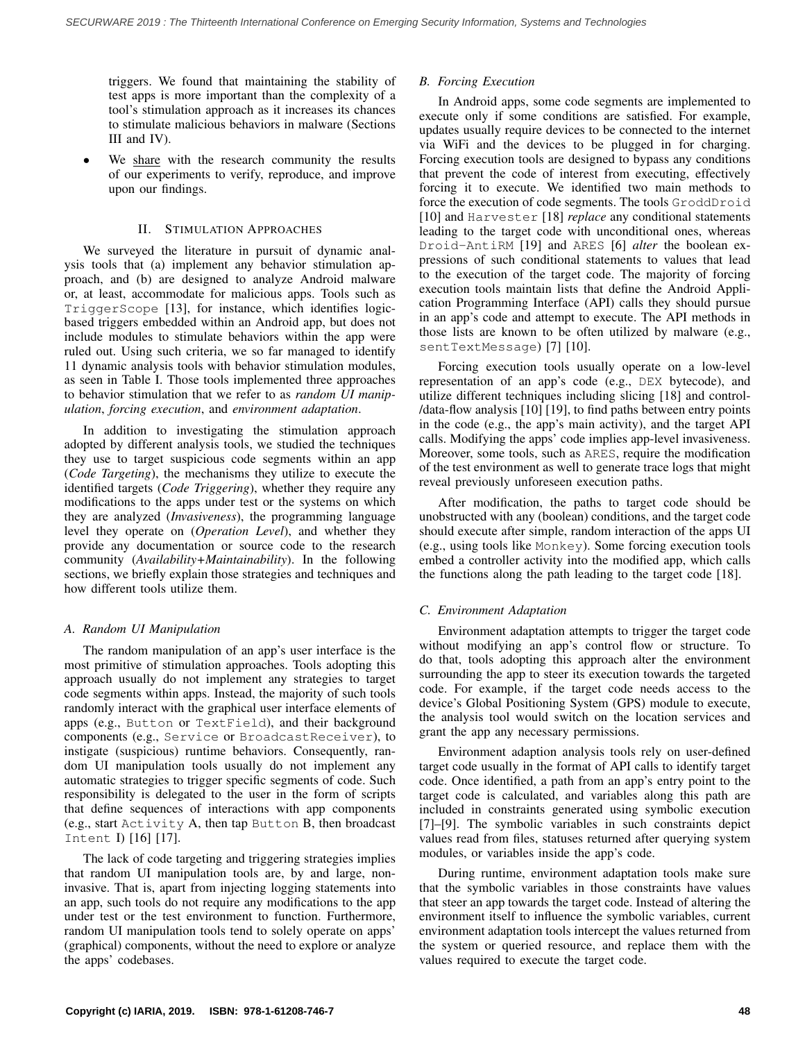triggers. We found that maintaining the stability of test apps is more important than the complexity of a tool's stimulation approach as it increases its chances to stimulate malicious behaviors in malware (Sections III and IV).

- We share with the research community the results of our experiments to verify, reproduce, and improve upon our findings.

## II. Stimulation Approaches

We surveyed the literature in pursuit of dynamic analysis tools that (a) implement any behavior stimulation approach, and (b) are designed to analyze Android malware or, at least, accommodate for malicious apps. Tools such as `TriggerScope` [13], for instance, which identifies logic-based triggers embedded within an Android app, but does not include modules to stimulate behaviors within the app were ruled out. Using such criteria, we so far managed to identify 11 dynamic analysis tools with behavior stimulation modules, as seen in Table I. Those tools implemented three approaches to behavior stimulation that we refer to as *random UI manipulation*, *forcing execution*, and *environment adaptation*.

In addition to investigating the stimulation approach adopted by different analysis tools, we studied the techniques they use to target suspicious code segments within an app (*Code Targeting*), the mechanisms they utilize to execute the identified targets (*Code Triggering*), whether they require any modifications to the apps under test or the systems on which they are analyzed (*Invasiveness*), the programming language level they operate on (*Operation Level*), and whether they provide any documentation or source code to the research community (*Availability+Maintainability*). In the following sections, we briefly explain those strategies and techniques and how different tools utilize them.

### A. Random UI Manipulation

The random manipulation of an app's user interface is the most primitive of stimulation approaches. Tools adopting this approach usually do not implement any strategies to target code segments within apps. Instead, the majority of such tools randomly interact with the graphical user interface elements of apps (e.g., `Button` or `TextField`), and their background components (e.g., `Service` or `BroadcastReceiver`), to instigate (suspicious) runtime behaviors. Consequently, random UI manipulation tools usually do not implement any automatic strategies to trigger specific segments of code. Such responsibility is delegated to the user in the form of scripts that define sequences of interactions with app components (e.g., start `Activity` A, then tap `Button` B, then broadcast `Intent` I) [16] [17].

The lack of code targeting and triggering strategies implies that random UI manipulation tools are, by and large, non-invasive. That is, apart from injecting logging statements into an app, such tools do not require any modifications to the app under test or the test environment to function. Furthermore, random UI manipulation tools tend to solely operate on apps' (graphical) components, without the need to explore or analyze the apps' codebases.

### B. Forcing Execution

In Android apps, some code segments are implemented to execute only if some conditions are satisfied. For example, updates usually require devices to be connected to the internet via WiFi and the devices to be plugged in for charging. Forcing execution tools are designed to bypass any conditions that prevent the code of interest from executing, effectively forcing it to execute. We identified two main methods to force the execution of code segments. The tools `GroddDroid` [10] and `Harvester` [18] *replace* any conditional statements leading to the target code with unconditional ones, whereas `Droid-AntiRM` [19] and `ARES` [6] *alter* the boolean expressions of such conditional statements to values that lead to the execution of the target code. The majority of forcing execution tools maintain lists that define the Android Application Programming Interface (API) calls they should pursue in an app's code and attempt to execute. The API methods in those lists are known to be often utilized by malware (e.g., `sentTextMessage`) [7] [10].

Forcing execution tools usually operate on a low-level representation of an app's code (e.g., `DEX` bytecode), and utilize different techniques including slicing [18] and control-/data-flow analysis [10] [19], to find paths between entry points in the code (e.g., the app's main activity), and the target API calls. Modifying the apps' code implies app-level invasiveness. Moreover, some tools, such as `ARES`, require the modification of the test environment as well to generate trace logs that might reveal previously unforeseen execution paths.

After modification, the paths to target code should be unobstructed with any (boolean) conditions, and the target code should execute after simple, random interaction of the apps UI (e.g., using tools like `Monkey`). Some forcing execution tools embed a controller activity into the modified app, which calls the functions along the path leading to the target code [18].

### C. Environment Adaptation

Environment adaptation attempts to trigger the target code without modifying an app's control flow or structure. To do that, tools adopting this approach alter the environment surrounding the app to steer its execution towards the targeted code. For example, if the target code needs access to the device's Global Positioning System (GPS) module to execute, the analysis tool would switch on the location services and grant the app any necessary permissions.

Environment adaption analysis tools rely on user-defined target code usually in the format of API calls to identify target code. Once identified, a path from an app's entry point to the target code is calculated, and variables along this path are included in constraints generated using symbolic execution [7]–[9]. The symbolic variables in such constraints depict values read from files, statuses returned after querying system modules, or variables inside the app's code.

During runtime, environment adaptation tools make sure that the symbolic variables in those constraints have values that steer an app towards the target code. Instead of altering the environment itself to influence the symbolic variables, current environment adaptation tools intercept the values returned from the system or queried resource, and replace them with the values required to execute the target code.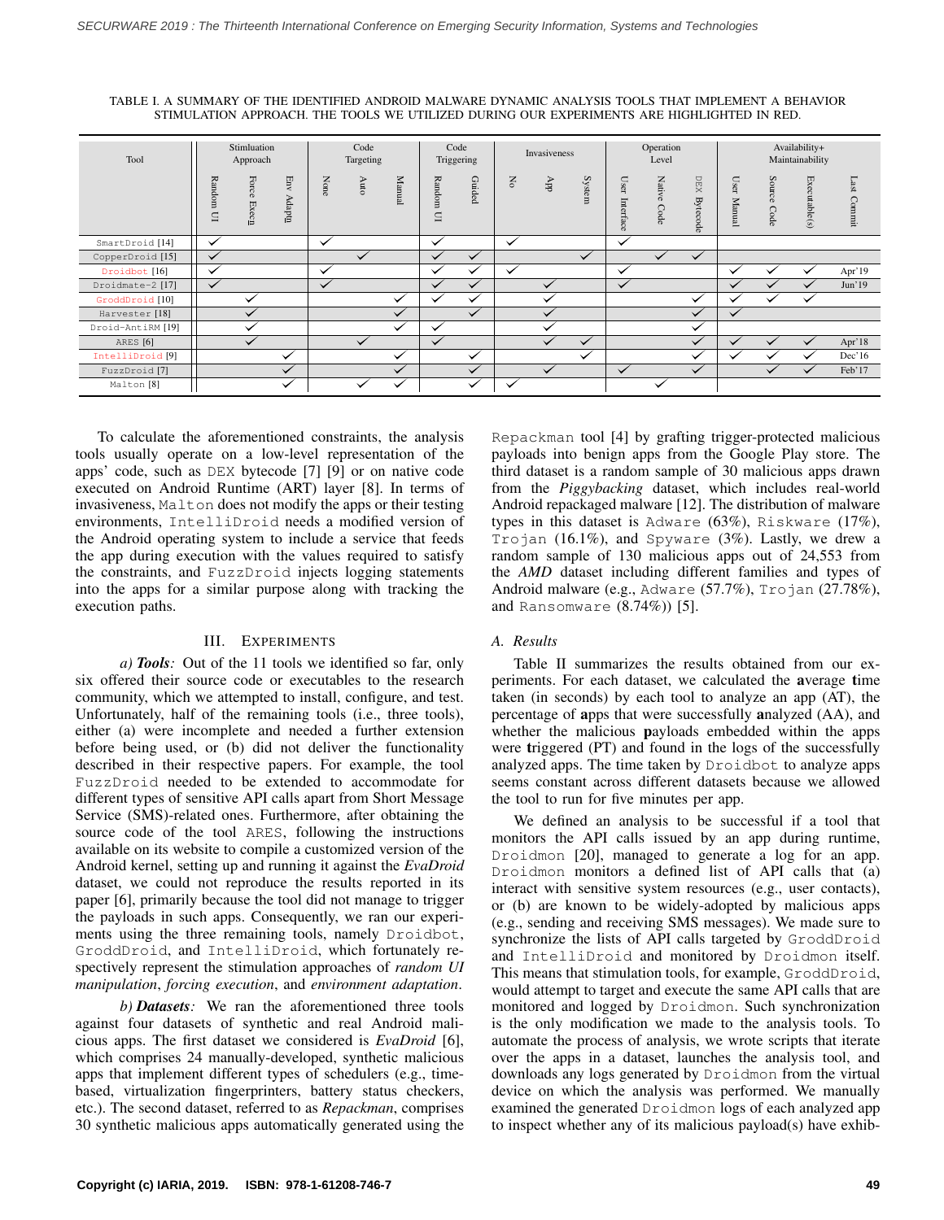TABLE I. A SUMMARY OF THE IDENTIFIED ANDROID MALWARE DYNAMIC ANALYSIS TOOLS THAT IMPLEMENT A BEHAVIOR STIMULATION APPROACH. THE TOOLS WE UTILIZED DURING OUR EXPERIMENTS ARE HIGHLIGHTED IN RED.

| Tool | Stimluation Approach | | | Code Targeting | | | Code Triggering | | Invasiveness | | | Operation Level | | | Availability+ Maintainability | | | |
|---|---|---|---|---|---|---|---|---|---|---|---|---|---|---|---|---|---|---|
| | Random UI | Force Execn | Env Adaptn | None | Auto | Manual | Random UI | Guided | No | App | System | User Interface | Native Code | DEX Bytecode | User Manual | Source Code | Executable(s) | Last Commit |
| SmartDroid [14] | ✓ | | | ✓ | | | ✓ | | ✓ | | | ✓ | | | | | | |
| CopperDroid [15] | ✓ | | | | ✓ | | ✓ | ✓ | | | ✓ | | ✓ | ✓ | | | | |
| Droidbot [16] | ✓ | | | ✓ | | | ✓ | ✓ | ✓ | | | ✓ | | | ✓ | ✓ | ✓ | Apr'19 |
| Droidmate-2 [17] | ✓ | | | ✓ | | | ✓ | ✓ | | ✓ | | ✓ | | | ✓ | ✓ | ✓ | Jun'19 |
| GroddDroid [10] | | ✓ | | | | ✓ | ✓ | ✓ | | ✓ | | | | ✓ | ✓ | ✓ | ✓ | |
| Harvester [18] | | ✓ | | | | ✓ | | ✓ | | ✓ | | | | ✓ | ✓ | | | |
| Droid-AntiRM [19] | | ✓ | | | | ✓ | ✓ | | | ✓ | | | | ✓ | | | | |
| ARES [6] | | ✓ | | | ✓ | | ✓ | | | ✓ | ✓ | | | ✓ | ✓ | ✓ | ✓ | Apr'18 |
| IntelliDroid [9] | | | ✓ | | | ✓ | | ✓ | | | ✓ | | | ✓ | ✓ | ✓ | ✓ | Dec'16 |
| FuzzDroid [7] | | | ✓ | | | ✓ | | ✓ | | ✓ | | ✓ | | ✓ | | ✓ | ✓ | Feb'17 |
| Malton [8] | | | ✓ | | ✓ | ✓ | | ✓ | ✓ | | | | ✓ | | | | | |

To calculate the aforementioned constraints, the analysis tools usually operate on a low-level representation of the apps' code, such as DEX bytecode [7] [9] or on native code executed on Android Runtime (ART) layer [8]. In terms of invasiveness, Malton does not modify the apps or their testing environments, IntelliDroid needs a modified version of the Android operating system to include a service that feeds the app during execution with the values required to satisfy the constraints, and FuzzDroid injects logging statements into the apps for a similar purpose along with tracking the execution paths.

## III. EXPERIMENTS

*a) **Tools**:* Out of the 11 tools we identified so far, only six offered their source code or executables to the research community, which we attempted to install, configure, and test. Unfortunately, half of the remaining tools (i.e., three tools), either (a) were incomplete and needed a further extension before being used, or (b) did not deliver the functionality described in their respective papers. For example, the tool FuzzDroid needed to be extended to accommodate for different types of sensitive API calls apart from Short Message Service (SMS)-related ones. Furthermore, after obtaining the source code of the tool ARES, following the instructions available on its website to compile a customized version of the Android kernel, setting up and running it against the *EvaDroid* dataset, we could not reproduce the results reported in its paper [6], primarily because the tool did not manage to trigger the payloads in such apps. Consequently, we ran our experiments using the three remaining tools, namely Droidbot, GroddDroid, and IntelliDroid, which fortunately respectively represent the stimulation approaches of *random UI manipulation*, *forcing execution*, and *environment adaptation*.

*b) **Datasets**:* We ran the aforementioned three tools against four datasets of synthetic and real Android malicious apps. The first dataset we considered is *EvaDroid* [6], which comprises 24 manually-developed, synthetic malicious apps that implement different types of schedulers (e.g., time-based, virtualization fingerprinters, battery status checkers, etc.). The second dataset, referred to as *Repackman*, comprises 30 synthetic malicious apps automatically generated using the Repackman tool [4] by grafting trigger-protected malicious payloads into benign apps from the Google Play store. The third dataset is a random sample of 30 malicious apps drawn from the *Piggybacking* dataset, which includes real-world Android repackaged malware [12]. The distribution of malware types in this dataset is Adware (63%), Riskware (17%), Trojan (16.1%), and Spyware (3%). Lastly, we drew a random sample of 130 malicious apps out of 24,553 from the *AMD* dataset including different families and types of Android malware (e.g., Adware (57.7%), Trojan (27.78%), and Ransomware (8.74%)) [5].

### A. Results

Table II summarizes the results obtained from our experiments. For each dataset, we calculated the **a**verage **t**ime taken (in seconds) by each tool to analyze an app (AT), the percentage of **a**pps that were successfully **a**nalyzed (AA), and whether the malicious **p**ayloads embedded within the apps were **t**riggered (PT) and found in the logs of the successfully analyzed apps. The time taken by Droidbot to analyze apps seems constant across different datasets because we allowed the tool to run for five minutes per app.

We defined an analysis to be successful if a tool that monitors the API calls issued by an app during runtime, Droidmon [20], managed to generate a log for an app. Droidmon monitors a defined list of API calls that (a) interact with sensitive system resources (e.g., user contacts), or (b) are known to be widely-adopted by malicious apps (e.g., sending and receiving SMS messages). We made sure to synchronize the lists of API calls targeted by GroddDroid and IntelliDroid and monitored by Droidmon itself. This means that stimulation tools, for example, GroddDroid, would attempt to target and execute the same API calls that are monitored and logged by Droidmon. Such synchronization is the only modification we made to the analysis tools. To automate the process of analysis, we wrote scripts that iterate over the apps in a dataset, launches the analysis tool, and downloads any logs generated by Droidmon from the virtual device on which the analysis was performed. We manually examined the generated Droidmon logs of each analyzed app to inspect whether any of its malicious payload(s) have exhib-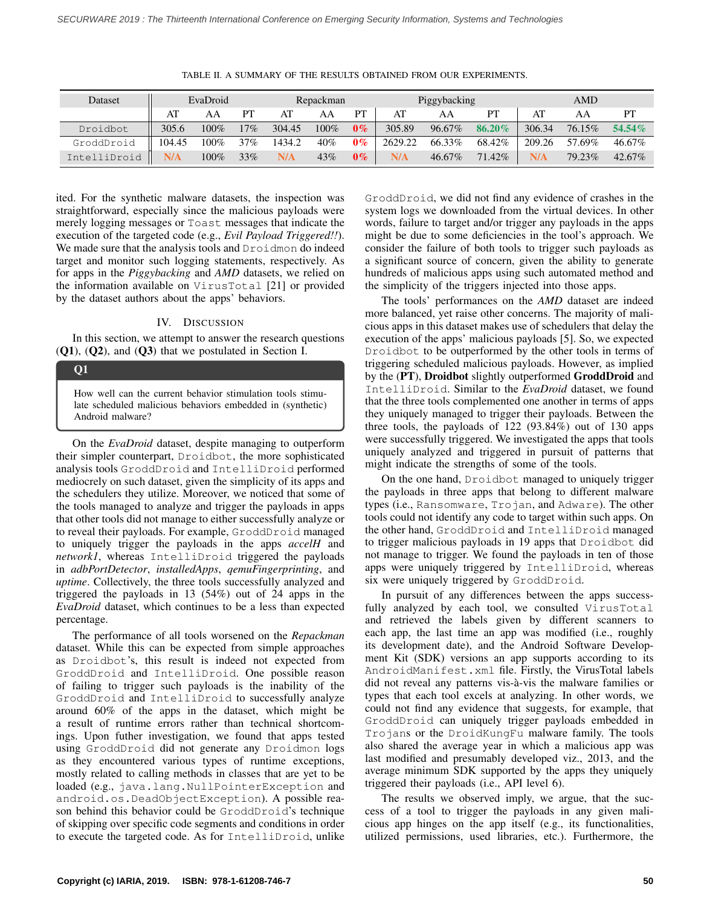TABLE II. A SUMMARY OF THE RESULTS OBTAINED FROM OUR EXPERIMENTS.

| Dataset | EvaDroid | | | Repackman | | | Piggybacking | | | AMD | | |
|---|---|---|---|---|---|---|---|---|---|---|---|---|
| | AT | AA | PT | AT | AA | PT | AT | AA | PT | AT | AA | PT |
| Droidbot | 305.6 | 100% | 17% | 304.45 | 100% | **0%** | 305.89 | 96.67% | **86.20%** | 306.34 | 76.15% | **54.54%** |
| GroddDroid | 104.45 | 100% | 37% | 1434.2 | 40% | **0%** | 2629.22 | 66.33% | 68.42% | 209.26 | 57.69% | 46.67% |
| IntelliDroid | N/A | 100% | 33% | N/A | 43% | **0%** | N/A | 46.67% | 71.42% | N/A | 79.23% | 42.67% |

ited. For the synthetic malware datasets, the inspection was straightforward, especially since the malicious payloads were merely logging messages or Toast messages that indicate the execution of the targeted code (e.g., *Evil Payload Triggered!!*). We made sure that the analysis tools and Droidmon do indeed target and monitor such logging statements, respectively. As for apps in the *Piggybacking* and *AMD* datasets, we relied on the information available on VirusTotal [21] or provided by the dataset authors about the apps' behaviors.

## IV. Discussion

In this section, we attempt to answer the research questions (**Q1**), (**Q2**), and (**Q3**) that we postulated in Section I.

> **Q1**
>
> How well can the current behavior stimulation tools stimulate scheduled malicious behaviors embedded in (synthetic) Android malware?

On the *EvaDroid* dataset, despite managing to outperform their simpler counterpart, Droidbot, the more sophisticated analysis tools GroddDroid and IntelliDroid performed mediocrely on such dataset, given the simplicity of its apps and the schedulers they utilize. Moreover, we noticed that some of the tools managed to analyze and trigger the payloads in apps that other tools did not manage to either successfully analyze or to reveal their payloads. For example, GroddDroid managed to uniquely trigger the payloads in the apps *accelH* and *network1*, whereas IntelliDroid triggered the payloads in *adbPortDetector*, *installedApps*, *qemuFingerprinting*, and *uptime*. Collectively, the three tools successfully analyzed and triggered the payloads in 13 (54%) out of 24 apps in the *EvaDroid* dataset, which continues to be a less than expected percentage.

The performance of all tools worsened on the *Repackman* dataset. While this can be expected from simple approaches as Droidbot's, this result is indeed not expected from GroddDroid and IntelliDroid. One possible reason of failing to trigger such payloads is the inability of the GroddDroid and IntelliDroid to successfully analyze around 60% of the apps in the dataset, which might be a result of runtime errors rather than technical shortcomings. Upon futher investigation, we found that apps tested using GroddDroid did not generate any Droidmon logs as they encountered various types of runtime exceptions, mostly related to calling methods in classes that are yet to be loaded (e.g., java.lang.NullPointerException and android.os.DeadObjectException). A possible reason behind this behavior could be GroddDroid's technique of skipping over specific code segments and conditions in order to execute the targeted code. As for IntelliDroid, unlike GroddDroid, we did not find any evidence of crashes in the system logs we downloaded from the virtual devices. In other words, failure to target and/or trigger any payloads in the apps might be due to some deficiencies in the tool's approach. We consider the failure of both tools to trigger such payloads as a significant source of concern, given the ability to generate hundreds of malicious apps using such automated method and the simplicity of the triggers injected into those apps.

The tools' performances on the *AMD* dataset are indeed more balanced, yet raise other concerns. The majority of malicious apps in this dataset makes use of schedulers that delay the execution of the apps' malicious payloads [5]. So, we expected Droidbot to be outperformed by the other tools in terms of triggering scheduled malicious payloads. However, as implied by the (**PT**), **Droidbot** slightly outperformed **GroddDroid** and IntelliDroid. Similar to the *EvaDroid* dataset, we found that the three tools complemented one another in terms of apps they uniquely managed to trigger their payloads. Between the three tools, the payloads of 122 (93.84%) out of 130 apps were successfully triggered. We investigated the apps that tools uniquely analyzed and triggered in pursuit of patterns that might indicate the strengths of some of the tools.

On the one hand, Droidbot managed to uniquely trigger the payloads in three apps that belong to different malware types (i.e., Ransomware, Trojan, and Adware). The other tools could not identify any code to target within such apps. On the other hand, GroddDroid and IntelliDroid managed to trigger malicious payloads in 19 apps that Droidbot did not manage to trigger. We found the payloads in ten of those apps were uniquely triggered by IntelliDroid, whereas six were uniquely triggered by GroddDroid.

In pursuit of any differences between the apps successfully analyzed by each tool, we consulted VirusTotal and retrieved the labels given by different scanners to each app, the last time an app was modified (i.e., roughly its development date), and the Android Software Development Kit (SDK) versions an app supports according to its AndroidManifest.xml file. Firstly, the VirusTotal labels did not reveal any patterns vis-à-vis the malware families or types that each tool excels at analyzing. In other words, we could not find any evidence that suggests, for example, that GroddDroid can uniquely trigger payloads embedded in Trojans or the DroidKungFu malware family. The tools also shared the average year in which a malicious app was last modified and presumably developed viz., 2013, and the average minimum SDK supported by the apps they uniquely triggered their payloads (i.e., API level 6).

The results we observed imply, we argue, that the success of a tool to trigger the payloads in any given malicious app hinges on the app itself (e.g., its functionalities, utilized permissions, used libraries, etc.). Furthermore, the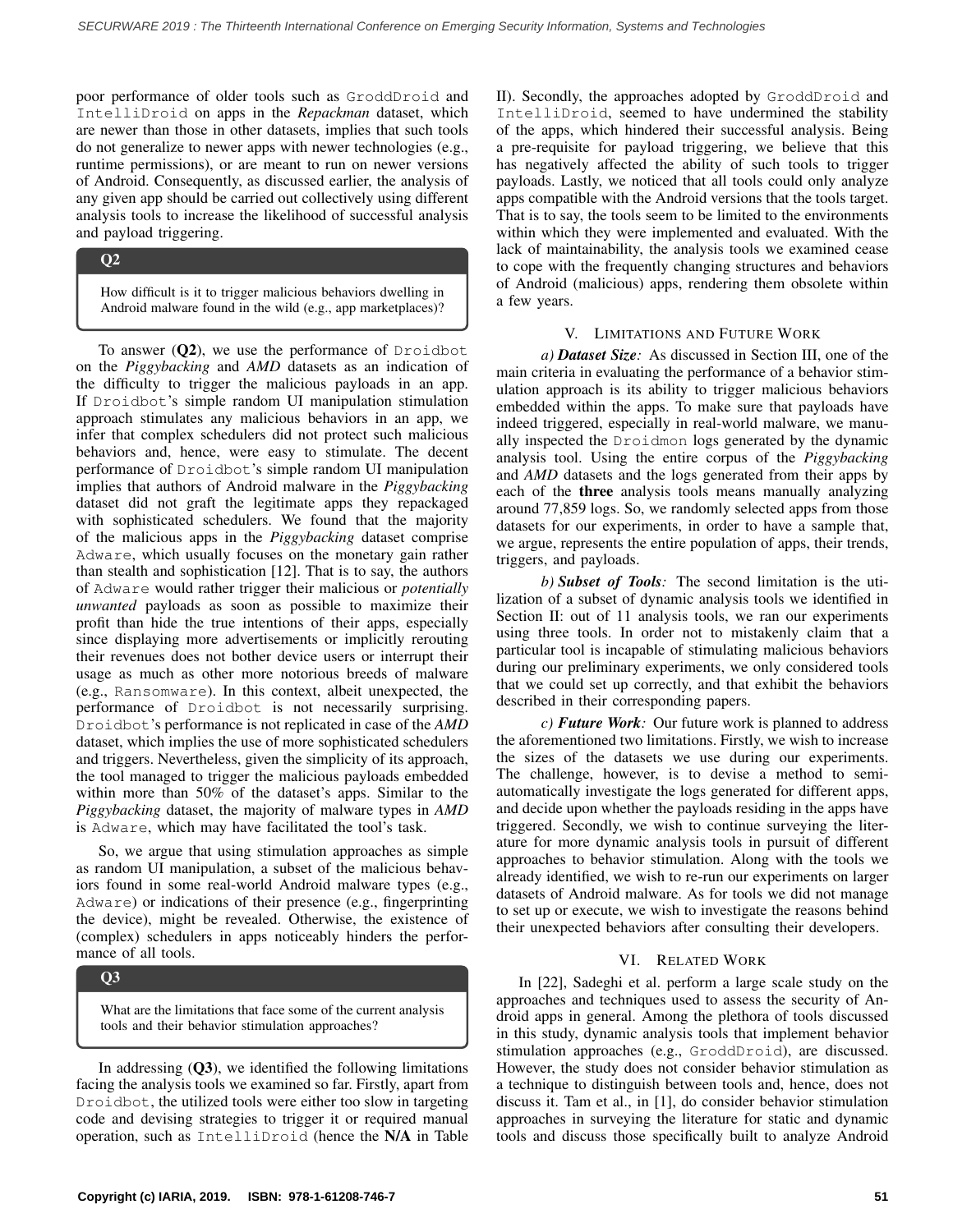poor performance of older tools such as GroddDroid and IntelliDroid on apps in the *Repackman* dataset, which are newer than those in other datasets, implies that such tools do not generalize to newer apps with newer technologies (e.g., runtime permissions), or are meant to run on newer versions of Android. Consequently, as discussed earlier, the analysis of any given app should be carried out collectively using different analysis tools to increase the likelihood of successful analysis and payload triggering.

> **Q2**
>
> How difficult is it to trigger malicious behaviors dwelling in Android malware found in the wild (e.g., app marketplaces)?

To answer (**Q2**), we use the performance of Droidbot on the *Piggybacking* and *AMD* datasets as an indication of the difficulty to trigger the malicious payloads in an app. If Droidbot's simple random UI manipulation stimulation approach stimulates any malicious behaviors in an app, we infer that complex schedulers did not protect such malicious behaviors and, hence, were easy to stimulate. The decent performance of Droidbot's simple random UI manipulation implies that authors of Android malware in the *Piggybacking* dataset did not graft the legitimate apps they repackaged with sophisticated schedulers. We found that the majority of the malicious apps in the *Piggybacking* dataset comprise Adware, which usually focuses on the monetary gain rather than stealth and sophistication [12]. That is to say, the authors of Adware would rather trigger their malicious or *potentially unwanted* payloads as soon as possible to maximize their profit than hide the true intentions of their apps, especially since displaying more advertisements or implicitly rerouting their revenues does not bother device users or interrupt their usage as much as other more notorious breeds of malware (e.g., Ransomware). In this context, albeit unexpected, the performance of Droidbot is not necessarily surprising. Droidbot's performance is not replicated in case of the *AMD* dataset, which implies the use of more sophisticated schedulers and triggers. Nevertheless, given the simplicity of its approach, the tool managed to trigger the malicious payloads embedded within more than 50% of the dataset's apps. Similar to the *Piggybacking* dataset, the majority of malware types in *AMD* is Adware, which may have facilitated the tool's task.

So, we argue that using stimulation approaches as simple as random UI manipulation, a subset of the malicious behaviors found in some real-world Android malware types (e.g., Adware) or indications of their presence (e.g., fingerprinting the device), might be revealed. Otherwise, the existence of (complex) schedulers in apps noticeably hinders the performance of all tools.

> **Q3**
>
> What are the limitations that face some of the current analysis tools and their behavior stimulation approaches?

In addressing (**Q3**), we identified the following limitations facing the analysis tools we examined so far. Firstly, apart from Droidbot, the utilized tools were either too slow in targeting code and devising strategies to trigger it or required manual operation, such as IntelliDroid (hence the **N/A** in Table II). Secondly, the approaches adopted by GroddDroid and IntelliDroid, seemed to have undermined the stability of the apps, which hindered their successful analysis. Being a pre-requisite for payload triggering, we believe that this has negatively affected the ability of such tools to trigger payloads. Lastly, we noticed that all tools could only analyze apps compatible with the Android versions that the tools target. That is to say, the tools seem to be limited to the environments within which they were implemented and evaluated. With the lack of maintainability, the analysis tools we examined cease to cope with the frequently changing structures and behaviors of Android (malicious) apps, rendering them obsolete within a few years.

## V. Limitations and Future Work

*a) **Dataset Size**:* As discussed in Section III, one of the main criteria in evaluating the performance of a behavior stimulation approach is its ability to trigger malicious behaviors embedded within the apps. To make sure that payloads have indeed triggered, especially in real-world malware, we manually inspected the Droidmon logs generated by the dynamic analysis tool. Using the entire corpus of the *Piggybacking* and *AMD* datasets and the logs generated from their apps by each of the **three** analysis tools means manually analyzing around 77,859 logs. So, we randomly selected apps from those datasets for our experiments, in order to have a sample that, we argue, represents the entire population of apps, their trends, triggers, and payloads.

*b) **Subset of Tools**:* The second limitation is the utilization of a subset of dynamic analysis tools we identified in Section II: out of 11 analysis tools, we ran our experiments using three tools. In order not to mistakenly claim that a particular tool is incapable of stimulating malicious behaviors during our preliminary experiments, we only considered tools that we could set up correctly, and that exhibit the behaviors described in their corresponding papers.

*c) **Future Work**:* Our future work is planned to address the aforementioned two limitations. Firstly, we wish to increase the sizes of the datasets we use during our experiments. The challenge, however, is to devise a method to semi-automatically investigate the logs generated for different apps, and decide upon whether the payloads residing in the apps have triggered. Secondly, we wish to continue surveying the literature for more dynamic analysis tools in pursuit of different approaches to behavior stimulation. Along with the tools we already identified, we wish to re-run our experiments on larger datasets of Android malware. As for tools we did not manage to set up or execute, we wish to investigate the reasons behind their unexpected behaviors after consulting their developers.

## VI. Related Work

In [22], Sadeghi et al. perform a large scale study on the approaches and techniques used to assess the security of Android apps in general. Among the plethora of tools discussed in this study, dynamic analysis tools that implement behavior stimulation approaches (e.g., GroddDroid), are discussed. However, the study does not consider behavior stimulation as a technique to distinguish between tools and, hence, does not discuss it. Tam et al., in [1], do consider behavior stimulation approaches in surveying the literature for static and dynamic tools and discuss those specifically built to analyze Android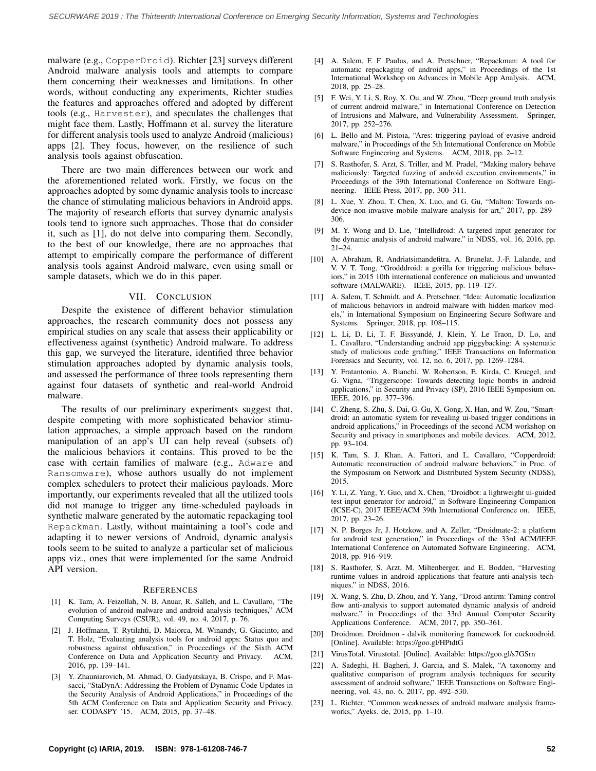malware (e.g., CopperDroid). Richter [23] surveys different Android malware analysis tools and attempts to compare them concerning their weaknesses and limitations. In other words, without conducting any experiments, Richter studies the features and approaches offered and adopted by different tools (e.g., Harvester), and speculates the challenges that might face them. Lastly, Hoffmann et al. survey the literature for different analysis tools used to analyze Android (malicious) apps [2]. They focus, however, on the resilience of such analysis tools against obfuscation.

There are two main differences between our work and the aforementioned related work. Firstly, we focus on the approaches adopted by some dynamic analysis tools to increase the chance of stimulating malicious behaviors in Android apps. The majority of research efforts that survey dynamic analysis tools tend to ignore such approaches. Those that do consider it, such as [1], do not delve into comparing them. Secondly, to the best of our knowledge, there are no approaches that attempt to empirically compare the performance of different analysis tools against Android malware, even using small or sample datasets, which we do in this paper.

## VII. Conclusion

Despite the existence of different behavior stimulation approaches, the research community does not possess any empirical studies on any scale that assess their applicability or effectiveness against (synthetic) Android malware. To address this gap, we surveyed the literature, identified three behavior stimulation approaches adopted by dynamic analysis tools, and assessed the performance of three tools representing them against four datasets of synthetic and real-world Android malware.

The results of our preliminary experiments suggest that, despite competing with more sophisticated behavior stimulation approaches, a simple approach based on the random manipulation of an app's UI can help reveal (subsets of) the malicious behaviors it contains. This proved to be the case with certain families of malware (e.g., Adware and Ransomware), whose authors usually do not implement complex schedulers to protect their malicious payloads. More importantly, our experiments revealed that all the utilized tools did not manage to trigger any time-scheduled payloads in synthetic malware generated by the automatic repackaging tool Repackman. Lastly, without maintaining a tool's code and adapting it to newer versions of Android, dynamic analysis tools seem to be suited to analyze a particular set of malicious apps viz., ones that were implemented for the same Android API version.

## References

[1] K. Tam, A. Feizollah, N. B. Anuar, R. Salleh, and L. Cavallaro, "The evolution of android malware and android analysis techniques," ACM Computing Surveys (CSUR), vol. 49, no. 4, 2017, p. 76.

[2] J. Hoffmann, T. Rytilahti, D. Maiorca, M. Winandy, G. Giacinto, and T. Holz, "Evaluating analysis tools for android apps: Status quo and robustness against obfuscation," in Proceedings of the Sixth ACM Conference on Data and Application Security and Privacy. ACM, 2016, pp. 139–141.

[3] Y. Zhauniarovich, M. Ahmad, O. Gadyatskaya, B. Crispo, and F. Massacci, "StaDynA: Addressing the Problem of Dynamic Code Updates in the Security Analysis of Android Applications," in Proceedings of the 5th ACM Conference on Data and Application Security and Privacy, ser. CODASPY '15. ACM, 2015, pp. 37–48.

[4] A. Salem, F. F. Paulus, and A. Pretschner, "Repackman: A tool for automatic repackaging of android apps," in Proceedings of the 1st International Workshop on Advances in Mobile App Analysis. ACM, 2018, pp. 25–28.

[5] F. Wei, Y. Li, S. Roy, X. Ou, and W. Zhou, "Deep ground truth analysis of current android malware," in International Conference on Detection of Intrusions and Malware, and Vulnerability Assessment. Springer, 2017, pp. 252–276.

[6] L. Bello and M. Pistoia, "Ares: triggering payload of evasive android malware," in Proceedings of the 5th International Conference on Mobile Software Engineering and Systems. ACM, 2018, pp. 2–12.

[7] S. Rasthofer, S. Arzt, S. Triller, and M. Pradel, "Making malory behave maliciously: Targeted fuzzing of android execution environments," in Proceedings of the 39th International Conference on Software Engineering. IEEE Press, 2017, pp. 300–311.

[8] L. Xue, Y. Zhou, T. Chen, X. Luo, and G. Gu, "Malton: Towards on-device non-invasive mobile malware analysis for art," 2017, pp. 289–306.

[9] M. Y. Wong and D. Lie, "Intellidroid: A targeted input generator for the dynamic analysis of android malware." in NDSS, vol. 16, 2016, pp. 21–24.

[10] A. Abraham, R. Andriatsimandefitra, A. Brunelat, J.-F. Lalande, and V. V. T. Tong, "Grodddroid: a gorilla for triggering malicious behaviors," in 2015 10th international conference on malicious and unwanted software (MALWARE). IEEE, 2015, pp. 119–127.

[11] A. Salem, T. Schmidt, and A. Pretschner, "Idea: Automatic localization of malicious behaviors in android malware with hidden markov models," in International Symposium on Engineering Secure Software and Systems. Springer, 2018, pp. 108–115.

[12] L. Li, D. Li, T. F. Bissyandé, J. Klein, Y. Le Traon, D. Lo, and L. Cavallaro, "Understanding android app piggybacking: A systematic study of malicious code grafting," IEEE Transactions on Information Forensics and Security, vol. 12, no. 6, 2017, pp. 1269–1284.

[13] Y. Fratantonio, A. Bianchi, W. Robertson, E. Kirda, C. Kruegel, and G. Vigna, "Triggerscope: Towards detecting logic bombs in android applications," in Security and Privacy (SP), 2016 IEEE Symposium on. IEEE, 2016, pp. 377–396.

[14] C. Zheng, S. Zhu, S. Dai, G. Gu, X. Gong, X. Han, and W. Zou, "Smartdroid: an automatic system for revealing ui-based trigger conditions in android applications," in Proceedings of the second ACM workshop on Security and privacy in smartphones and mobile devices. ACM, 2012, pp. 93–104.

[15] K. Tam, S. J. Khan, A. Fattori, and L. Cavallaro, "Copperdroid: Automatic reconstruction of android malware behaviors," in Proc. of the Symposium on Network and Distributed System Security (NDSS), 2015.

[16] Y. Li, Z. Yang, Y. Guo, and X. Chen, "Droidbot: a lightweight ui-guided test input generator for android," in Software Engineering Companion (ICSE-C), 2017 IEEE/ACM 39th International Conference on. IEEE, 2017, pp. 23–26.

[17] N. P. Borges Jr, J. Hotzkow, and A. Zeller, "Droidmate-2: a platform for android test generation," in Proceedings of the 33rd ACM/IEEE International Conference on Automated Software Engineering. ACM, 2018, pp. 916–919.

[18] S. Rasthofer, S. Arzt, M. Miltenberger, and E. Bodden, "Harvesting runtime values in android applications that feature anti-analysis techniques." in NDSS, 2016.

[19] X. Wang, S. Zhu, D. Zhou, and Y. Yang, "Droid-antirm: Taming control flow anti-analysis to support automated dynamic analysis of android malware," in Proceedings of the 33rd Annual Computer Security Applications Conference. ACM, 2017, pp. 350–361.

[20] Droidmon. Droidmon - dalvik monitoring framework for cuckoodroid. [Online]. Available: https://goo.gl/HPtdtG

[21] VirusTotal. Virustotal. [Online]. Available: https://goo.gl/s7GSrn

[22] A. Sadeghi, H. Bagheri, J. Garcia, and S. Malek, "A taxonomy and qualitative comparison of program analysis techniques for security assessment of android software," IEEE Transactions on Software Engineering, vol. 43, no. 6, 2017, pp. 492–530.

[23] L. Richter, "Common weaknesses of android malware analysis frameworks," Ayeks. de, 2015, pp. 1–10.